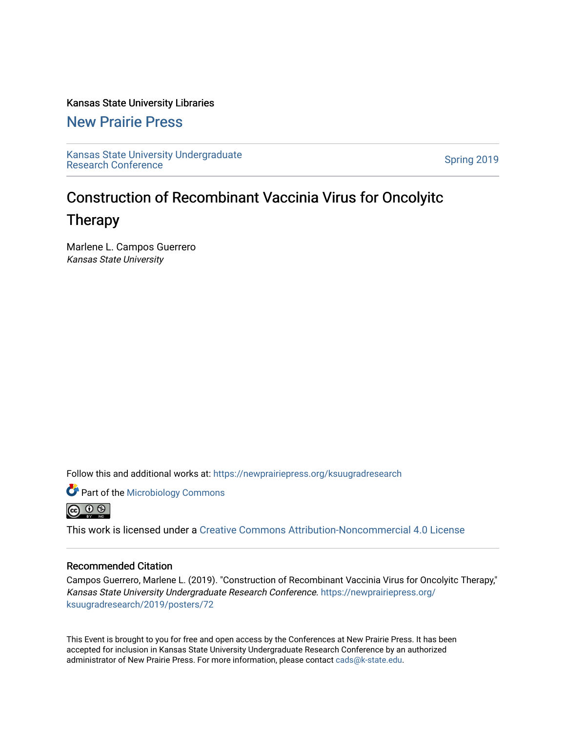Kansas State University Libraries

New Prairie Press

Kansas State University Undergraduate Research Conference

Spring 2019

# Construction of Recombinant Vaccinia Virus for Oncolyitc Therapy

Marlene L. Campos Guerrero
*Kansas State University*

Follow this and additional works at: https://newprairiepress.org/ksuugradresearch

Part of the Microbiology Commons

This work is licensed under a Creative Commons Attribution-Noncommercial 4.0 License

## Recommended Citation

Campos Guerrero, Marlene L. (2019). "Construction of Recombinant Vaccinia Virus for Oncolyitc Therapy," *Kansas State University Undergraduate Research Conference*. https://newprairiepress.org/ksuugradresearch/2019/posters/72

This Event is brought to you for free and open access by the Conferences at New Prairie Press. It has been accepted for inclusion in Kansas State University Undergraduate Research Conference by an authorized administrator of New Prairie Press. For more information, please contact cads@k-state.edu.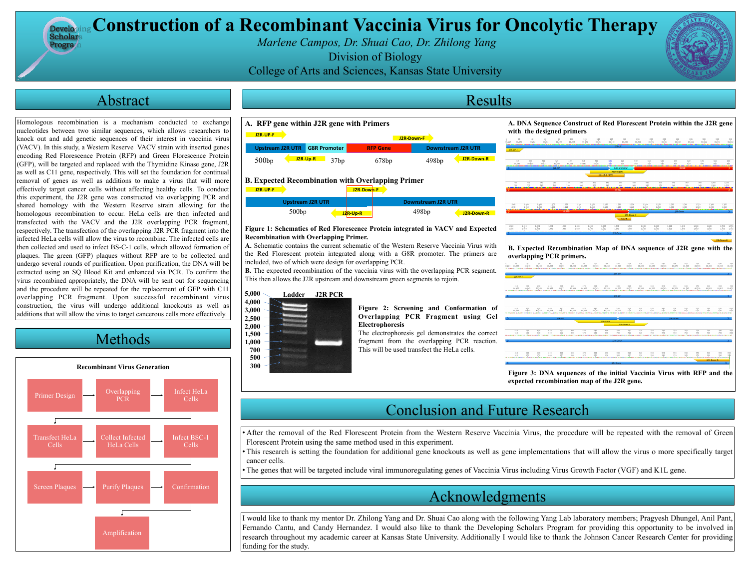# Construction of a Recombinant Vaccinia Virus for Oncolytic Therapy

*Marlene Campos, Dr. Shuai Cao, Dr. Zhilong Yang*

Division of Biology

College of Arts and Sciences, Kansas State University

## Abstract

Homologous recombination is a mechanism conducted to exchange nucleotides between two similar sequences, which allows researchers to knock out and add genetic sequences of their interest in vaccinia virus (VACV). In this study, a Western Reserve VACV strain with inserted genes encoding Red Florescence Protein (RFP) and Green Florescence Protein (GFP), will be targeted and replaced with the Thymidine Kinase gene, J2R as well as C11 gene, respectively. This will set the foundation for continual removal of genes as well as additions to make a virus that will more effectively target cancer cells without affecting healthy cells. To conduct this experiment, the J2R gene was constructed via overlapping PCR and shared homology with the Western Reserve strain allowing for the homologous recombination to occur. HeLa cells are then infected and transfected with the VACV and the J2R overlapping PCR fragment, respectively. The transfection of the overlapping J2R PCR fragment into the infected HeLa cells will allow the virus to recombine. The infected cells are then collected and used to infect BS-C-1 cells, which allowed formation of plaques. The green (GFP) plaques without RFP are to be collected and undergo several rounds of purification. Upon purification, the DNA will be extracted using an SQ Blood Kit and enhanced via PCR. To confirm the virus recombined appropriately, the DNA will be sent out for sequencing and the procedure will be repeated for the replacement of GFP with C11 overlapping PCR fragment. Upon successful recombinant virus construction, the virus will undergo additional knockouts as well as additions that will allow the virus to target cancerous cells more effectively.

## Methods

**Recombinant Virus Generation**

Primer Design → Overlapping PCR → Infect HeLa Cells → Transfect HeLa Cells → Collect Infected HeLa Cells → Infect BSC-1 Cells → Screen Plaques → Purify Plaques → Confirmation → Amplification

## Results

**A. RFP gene within J2R gene with Primers**

J2R-UP-F
J2R-Down-F
Upstream J2R UTR | G8R Promoter | RFP Gene | Downstream J2R UTR
500bp J2R-Up-R 37bp 678bp 498bp J2R-Down-R

**B. Expected Recombination with Overlapping Primer**

J2R-UP-F
J2R-Down-F
Upstream J2R UTR | Downstream J2R UTR
500bp J2R-Up-R 498bp J2R-Down-R

**Figure 1: Schematics of Red Florescence Protein integrated in VACV and Expected Recombination with Overlapping Primer.**
**A.** Schematic contains the current schematic of the Western Reserve Vaccinia Virus with the Red Florescent protein integrated along with a G8R promoter. The primers are included, two of which were design for overlapping PCR.
**B.** The expected recombination of the vaccinia virus with the overlapping PCR segment. This then allows the J2R upstream and downstream green segments to rejoin.

Ladder J2R PCR
5,000
4,000
3,000
2,500
2,000
1,500
1,000
700
500
300

**Figure 2: Screening and Conformation of Overlapping PCR Fragment using Gel Electrophoresis**
The electrophoresis gel demonstrates the correct fragment from the overlapping PCR reaction. This will be used transfect the HeLa cells.

**A. DNA Sequence Construct of Red Florescent Protein within the J2R gene with the designed primers**

**B. Expected Recombination Map of DNA sequence of J2R gene with the overlapping PCR primers.**

**Figure 3: DNA sequences of the initial Vaccinia Virus with RFP and the expected recombination map of the J2R gene.**

## Conclusion and Future Research

- After the removal of the Red Florescent Protein from the Western Reserve Vaccinia Virus, the procedure will be repeated with the removal of Green Florescent Protein using the same method used in this experiment.
- This research is setting the foundation for additional gene knockouts as well as gene implementations that will allow the virus o more specifically target cancer cells.
- The genes that will be targeted include viral immunoregulating genes of Vaccinia Virus including Virus Growth Factor (VGF) and K1L gene.

## Acknowledgments

I would like to thank my mentor Dr. Zhilong Yang and Dr. Shuai Cao along with the following Yang Lab laboratory members; Pragyesh Dhungel, Anil Pant, Fernando Cantu, and Candy Hernandez. I would also like to thank the Developing Scholars Program for providing this opportunity to be involved in research throughout my academic career at Kansas State University. Additionally I would like to thank the Johnson Cancer Research Center for providing funding for the study.